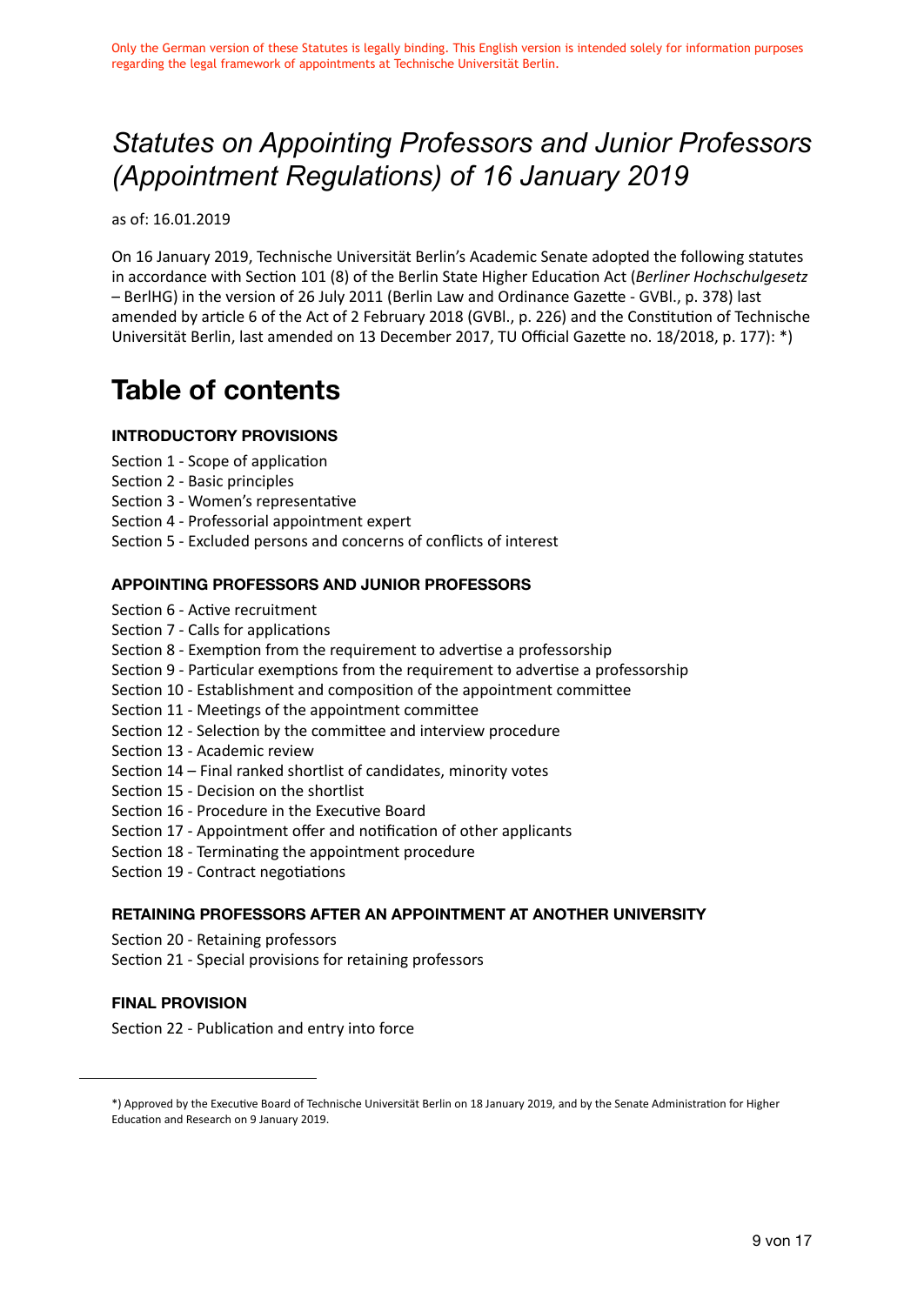Only the German version of these Statutes is legally binding. This English version is intended solely for information purposes regarding the legal framework of appointments at Technische Universität Berlin.

# *Statutes on Appointing Professors and Junior Professors (Appointment Regulations) of 16 January 2019*

as of: 16.01.2019

On 16 January 2019, Technische Universität Berlin's Academic Senate adopted the following statutes in accordance with Section 101 (8) of the Berlin State Higher Education Act (*Berliner Hochschulgesetz* – BerlHG) in the version of 26 July 2011 (Berlin Law and Ordinance Gazette - GVBl., p. 378) last amended by article 6 of the Act of 2 February 2018 (GVBl., p. 226) and the Constitution of Technische Universität Berlin, last amended on 13 December 2017, TU Official Gazette no. 18/2018, p. 177): *)

# Table of contents

#### INTRODUCTORY PROVISIONS

Section 1 - Scope of application
Section 2 - Basic principles
Section 3 - Women's representative
Section 4 - Professorial appointment expert
Section 5 - Excluded persons and concerns of conflicts of interest

#### APPOINTING PROFESSORS AND JUNIOR PROFESSORS

Section 6 - Active recruitment
Section 7 - Calls for applications
Section 8 - Exemption from the requirement to advertise a professorship
Section 9 - Particular exemptions from the requirement to advertise a professorship
Section 10 - Establishment and composition of the appointment committee
Section 11 - Meetings of the appointment committee
Section 12 - Selection by the committee and interview procedure
Section 13 - Academic review
Section 14 – Final ranked shortlist of candidates, minority votes
Section 15 - Decision on the shortlist
Section 16 - Procedure in the Executive Board
Section 17 - Appointment offer and notification of other applicants
Section 18 - Terminating the appointment procedure
Section 19 - Contract negotiations

#### RETAINING PROFESSORS AFTER AN APPOINTMENT AT ANOTHER UNIVERSITY

Section 20 - Retaining professors
Section 21 - Special provisions for retaining professors

#### FINAL PROVISION

Section 22 - Publication and entry into force

---

*) Approved by the Executive Board of Technische Universität Berlin on 18 January 2019, and by the Senate Administration for Higher Education and Research on 9 January 2019.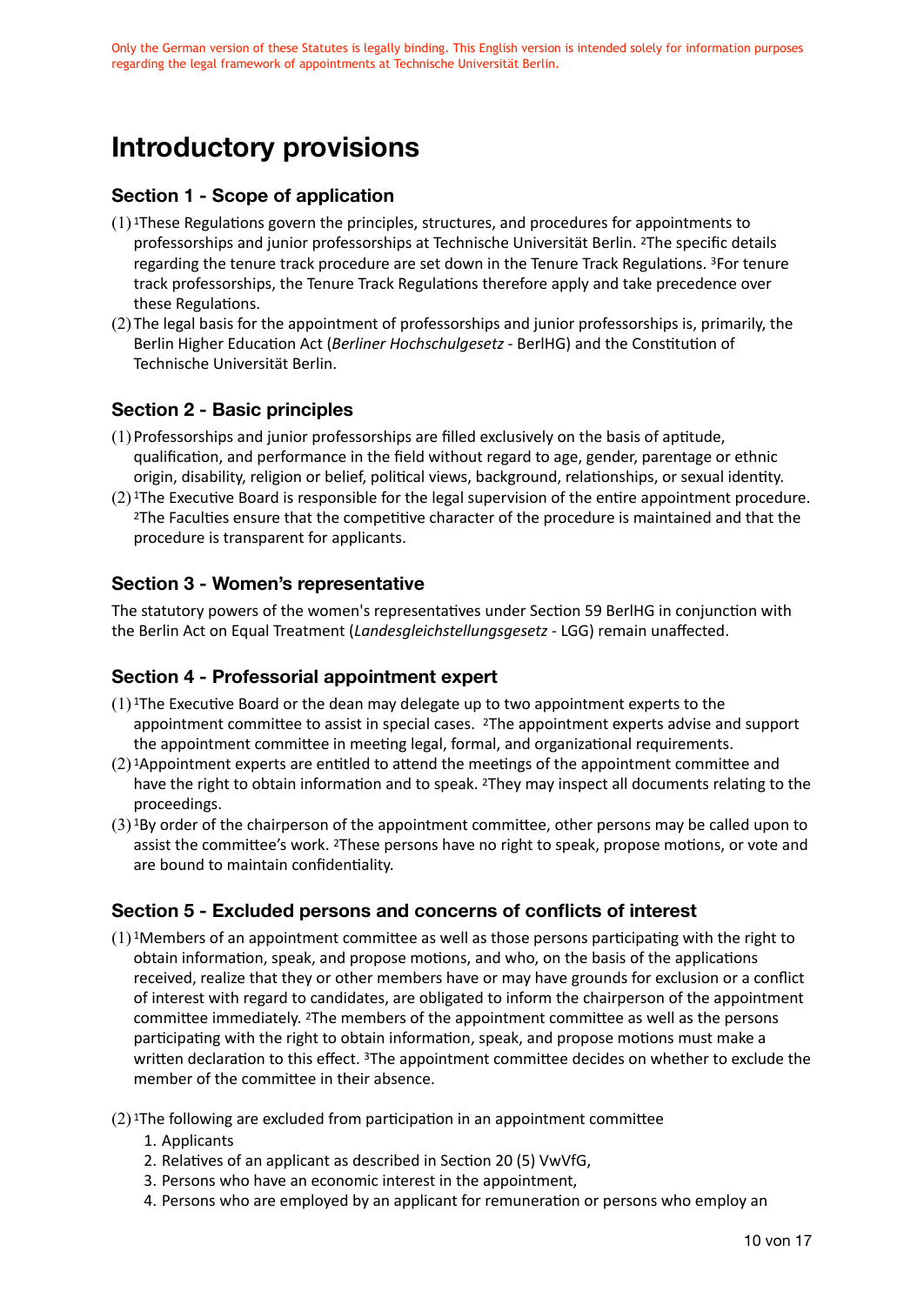Only the German version of these Statutes is legally binding. This English version is intended solely for information purposes regarding the legal framework of appointments at Technische Universität Berlin.

# Introductory provisions

### Section 1 - Scope of application

(1) [1]These Regulations govern the principles, structures, and procedures for appointments to professorships and junior professorships at Technische Universität Berlin. [2]The specific details regarding the tenure track procedure are set down in the Tenure Track Regulations. [3]For tenure track professorships, the Tenure Track Regulations therefore apply and take precedence over these Regulations.

(2) The legal basis for the appointment of professorships and junior professorships is, primarily, the Berlin Higher Education Act (*Berliner Hochschulgesetz* - BerlHG) and the Constitution of Technische Universität Berlin.

### Section 2 - Basic principles

(1) Professorships and junior professorships are filled exclusively on the basis of aptitude, qualification, and performance in the field without regard to age, gender, parentage or ethnic origin, disability, religion or belief, political views, background, relationships, or sexual identity.

(2) [1]The Executive Board is responsible for the legal supervision of the entire appointment procedure. [2]The Faculties ensure that the competitive character of the procedure is maintained and that the procedure is transparent for applicants.

### Section 3 - Women's representative

The statutory powers of the women's representatives under Section 59 BerlHG in conjunction with the Berlin Act on Equal Treatment (*Landesgleichstellungsgesetz* - LGG) remain unaffected.

### Section 4 - Professorial appointment expert

(1) [1]The Executive Board or the dean may delegate up to two appointment experts to the appointment committee to assist in special cases. [2]The appointment experts advise and support the appointment committee in meeting legal, formal, and organizational requirements.

(2) [1]Appointment experts are entitled to attend the meetings of the appointment committee and have the right to obtain information and to speak. [2]They may inspect all documents relating to the proceedings.

(3) [1]By order of the chairperson of the appointment committee, other persons may be called upon to assist the committee's work. [2]These persons have no right to speak, propose motions, or vote and are bound to maintain confidentiality.

### Section 5 - Excluded persons and concerns of conflicts of interest

(1) [1]Members of an appointment committee as well as those persons participating with the right to obtain information, speak, and propose motions, and who, on the basis of the applications received, realize that they or other members have or may have grounds for exclusion or a conflict of interest with regard to candidates, are obligated to inform the chairperson of the appointment committee immediately. [2]The members of the appointment committee as well as the persons participating with the right to obtain information, speak, and propose motions must make a written declaration to this effect. [3]The appointment committee decides on whether to exclude the member of the committee in their absence.

(2) [1]The following are excluded from participation in an appointment committee

1. Applicants
2. Relatives of an applicant as described in Section 20 (5) VwVfG,
3. Persons who have an economic interest in the appointment,
4. Persons who are employed by an applicant for remuneration or persons who employ an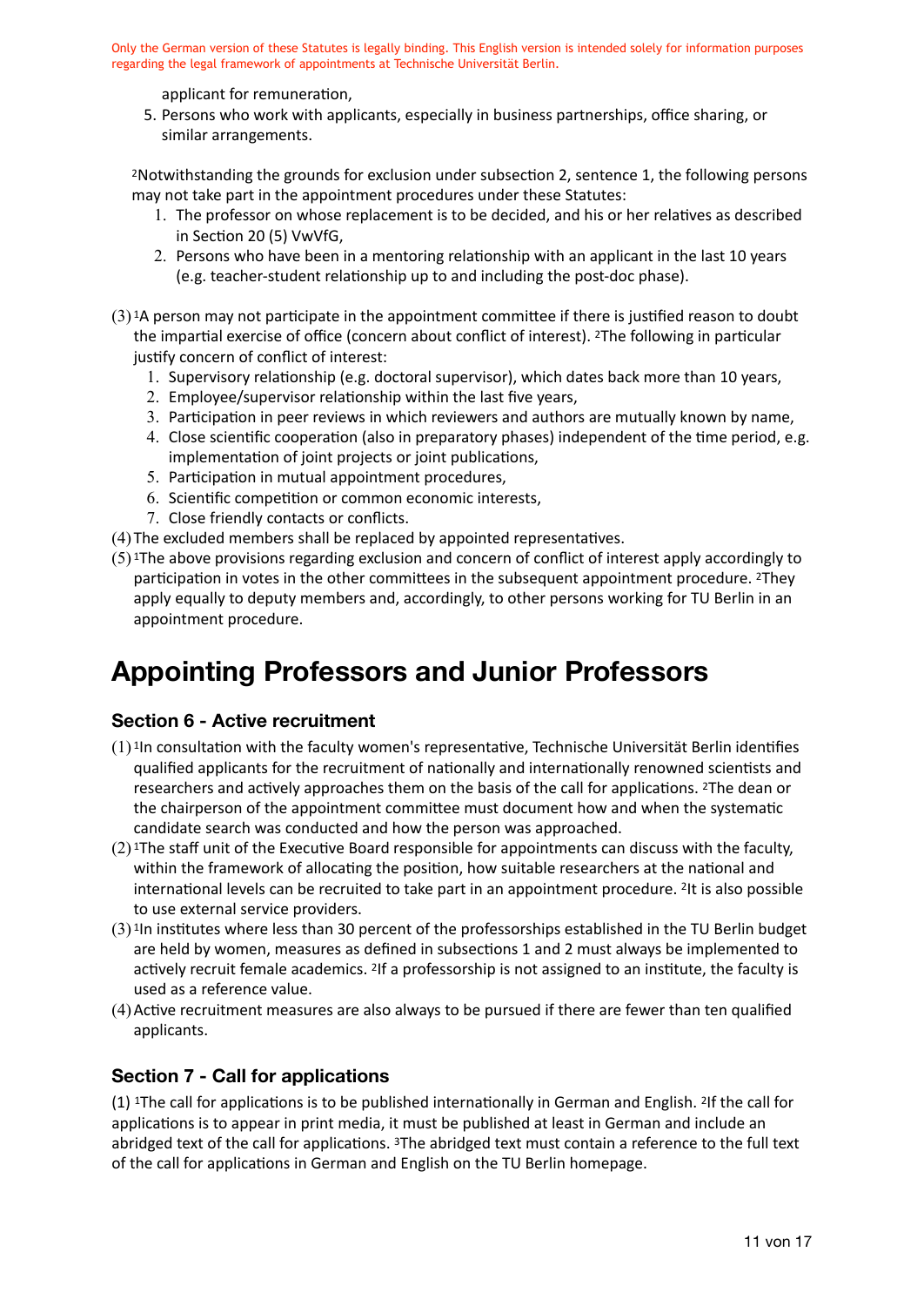applicant for remuneration,

5. Persons who work with applicants, especially in business partnerships, office sharing, or similar arrangements.

[2]Notwithstanding the grounds for exclusion under subsection 2, sentence 1, the following persons may not take part in the appointment procedures under these Statutes:

1. The professor on whose replacement is to be decided, and his or her relatives as described in Section 20 (5) VwVfG,
2. Persons who have been in a mentoring relationship with an applicant in the last 10 years (e.g. teacher-student relationship up to and including the post-doc phase).

(3) [1]A person may not participate in the appointment committee if there is justified reason to doubt the impartial exercise of office (concern about conflict of interest). [2]The following in particular justify concern of conflict of interest:

1. Supervisory relationship (e.g. doctoral supervisor), which dates back more than 10 years,
2. Employee/supervisor relationship within the last five years,
3. Participation in peer reviews in which reviewers and authors are mutually known by name,
4. Close scientific cooperation (also in preparatory phases) independent of the time period, e.g. implementation of joint projects or joint publications,
5. Participation in mutual appointment procedures,
6. Scientific competition or common economic interests,
7. Close friendly contacts or conflicts.

(4) The excluded members shall be replaced by appointed representatives.

(5) [1]The above provisions regarding exclusion and concern of conflict of interest apply accordingly to participation in votes in the other committees in the subsequent appointment procedure. [2]They apply equally to deputy members and, accordingly, to other persons working for TU Berlin in an appointment procedure.

# Appointing Professors and Junior Professors

### Section 6 - Active recruitment

(1) [1]In consultation with the faculty women's representative, Technische Universität Berlin identifies qualified applicants for the recruitment of nationally and internationally renowned scientists and researchers and actively approaches them on the basis of the call for applications. [2]The dean or the chairperson of the appointment committee must document how and when the systematic candidate search was conducted and how the person was approached.

(2) [1]The staff unit of the Executive Board responsible for appointments can discuss with the faculty, within the framework of allocating the position, how suitable researchers at the national and international levels can be recruited to take part in an appointment procedure. [2]It is also possible to use external service providers.

(3) [1]In institutes where less than 30 percent of the professorships established in the TU Berlin budget are held by women, measures as defined in subsections 1 and 2 must always be implemented to actively recruit female academics. [2]If a professorship is not assigned to an institute, the faculty is used as a reference value.

(4) Active recruitment measures are also always to be pursued if there are fewer than ten qualified applicants.

### Section 7 - Call for applications

(1) [1]The call for applications is to be published internationally in German and English. [2]If the call for applications is to appear in print media, it must be published at least in German and include an abridged text of the call for applications. [3]The abridged text must contain a reference to the full text of the call for applications in German and English on the TU Berlin homepage.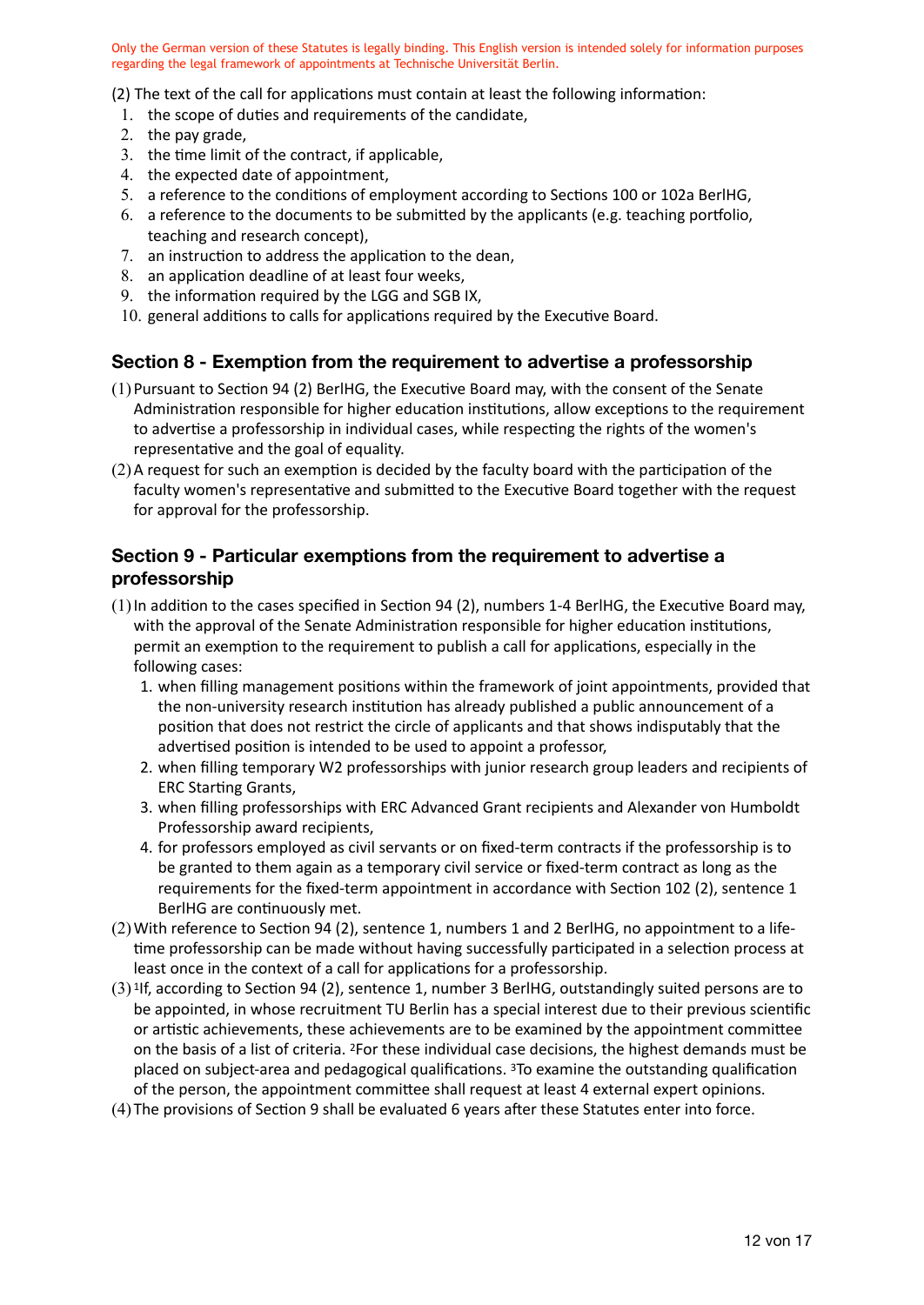Only the German version of these Statutes is legally binding. This English version is intended solely for information purposes regarding the legal framework of appointments at Technische Universität Berlin.

(2) The text of the call for applications must contain at least the following information:

1. the scope of duties and requirements of the candidate,
2. the pay grade,
3. the time limit of the contract, if applicable,
4. the expected date of appointment,
5. a reference to the conditions of employment according to Sections 100 or 102a BerlHG,
6. a reference to the documents to be submitted by the applicants (e.g. teaching portfolio, teaching and research concept),
7. an instruction to address the application to the dean,
8. an application deadline of at least four weeks,
9. the information required by the LGG and SGB IX,
10. general additions to calls for applications required by the Executive Board.

## Section 8 - Exemption from the requirement to advertise a professorship

(1) Pursuant to Section 94 (2) BerlHG, the Executive Board may, with the consent of the Senate Administration responsible for higher education institutions, allow exceptions to the requirement to advertise a professorship in individual cases, while respecting the rights of the women's representative and the goal of equality.

(2) A request for such an exemption is decided by the faculty board with the participation of the faculty women's representative and submitted to the Executive Board together with the request for approval for the professorship.

## Section 9 - Particular exemptions from the requirement to advertise a professorship

(1) In addition to the cases specified in Section 94 (2), numbers 1-4 BerlHG, the Executive Board may, with the approval of the Senate Administration responsible for higher education institutions, permit an exemption to the requirement to publish a call for applications, especially in the following cases:

1. when filling management positions within the framework of joint appointments, provided that the non-university research institution has already published a public announcement of a position that does not restrict the circle of applicants and that shows indisputably that the advertised position is intended to be used to appoint a professor,
2. when filling temporary W2 professorships with junior research group leaders and recipients of ERC Starting Grants,
3. when filling professorships with ERC Advanced Grant recipients and Alexander von Humboldt Professorship award recipients,
4. for professors employed as civil servants or on fixed-term contracts if the professorship is to be granted to them again as a temporary civil service or fixed-term contract as long as the requirements for the fixed-term appointment in accordance with Section 102 (2), sentence 1 BerlHG are continuously met.

(2) With reference to Section 94 (2), sentence 1, numbers 1 and 2 BerlHG, no appointment to a life-time professorship can be made without having successfully participated in a selection process at least once in the context of a call for applications for a professorship.

(3) [1]If, according to Section 94 (2), sentence 1, number 3 BerlHG, outstandingly suited persons are to be appointed, in whose recruitment TU Berlin has a special interest due to their previous scientific or artistic achievements, these achievements are to be examined by the appointment committee on the basis of a list of criteria. [2]For these individual case decisions, the highest demands must be placed on subject-area and pedagogical qualifications. [3]To examine the outstanding qualification of the person, the appointment committee shall request at least 4 external expert opinions.

(4) The provisions of Section 9 shall be evaluated 6 years after these Statutes enter into force.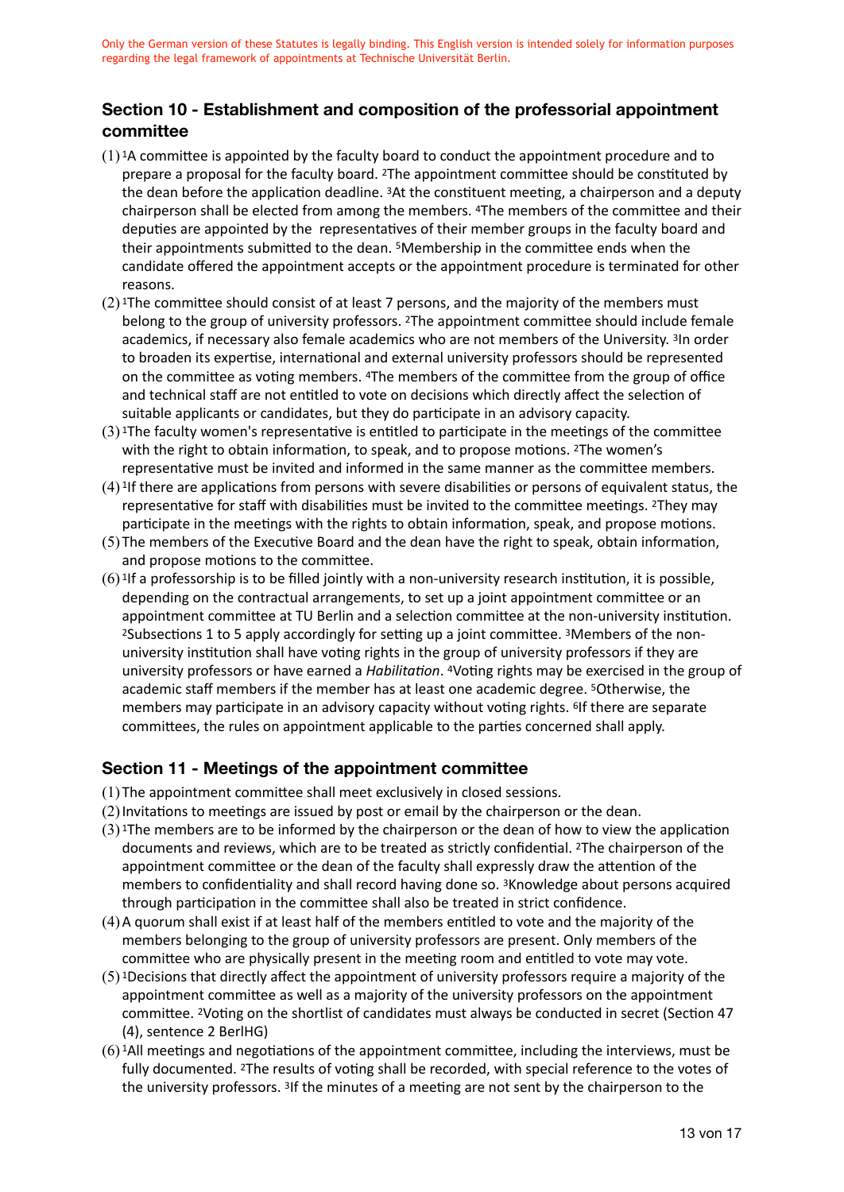Only the German version of these Statutes is legally binding. This English version is intended solely for information purposes regarding the legal framework of appointments at Technische Universität Berlin.

## Section 10 - Establishment and composition of the professorial appointment committee

(1) [1]A committee is appointed by the faculty board to conduct the appointment procedure and to prepare a proposal for the faculty board. [2]The appointment committee should be constituted by the dean before the application deadline. [3]At the constituent meeting, a chairperson and a deputy chairperson shall be elected from among the members. [4]The members of the committee and their deputies are appointed by the representatives of their member groups in the faculty board and their appointments submitted to the dean. [5]Membership in the committee ends when the candidate offered the appointment accepts or the appointment procedure is terminated for other reasons.

(2) [1]The committee should consist of at least 7 persons, and the majority of the members must belong to the group of university professors. [2]The appointment committee should include female academics, if necessary also female academics who are not members of the University. [3]In order to broaden its expertise, international and external university professors should be represented on the committee as voting members. [4]The members of the committee from the group of office and technical staff are not entitled to vote on decisions which directly affect the selection of suitable applicants or candidates, but they do participate in an advisory capacity.

(3) [1]The faculty women's representative is entitled to participate in the meetings of the committee with the right to obtain information, to speak, and to propose motions. [2]The women's representative must be invited and informed in the same manner as the committee members.

(4) [1]If there are applications from persons with severe disabilities or persons of equivalent status, the representative for staff with disabilities must be invited to the committee meetings. [2]They may participate in the meetings with the rights to obtain information, speak, and propose motions.

(5) The members of the Executive Board and the dean have the right to speak, obtain information, and propose motions to the committee.

(6) [1]If a professorship is to be filled jointly with a non-university research institution, it is possible, depending on the contractual arrangements, to set up a joint appointment committee or an appointment committee at TU Berlin and a selection committee at the non-university institution. [2]Subsections 1 to 5 apply accordingly for setting up a joint committee. [3]Members of the non-university institution shall have voting rights in the group of university professors if they are university professors or have earned a *Habilitation*. [4]Voting rights may be exercised in the group of academic staff members if the member has at least one academic degree. [5]Otherwise, the members may participate in an advisory capacity without voting rights. [6]If there are separate committees, the rules on appointment applicable to the parties concerned shall apply.

## Section 11 - Meetings of the appointment committee

(1) The appointment committee shall meet exclusively in closed sessions.

(2) Invitations to meetings are issued by post or email by the chairperson or the dean.

(3) [1]The members are to be informed by the chairperson or the dean of how to view the application documents and reviews, which are to be treated as strictly confidential. [2]The chairperson of the appointment committee or the dean of the faculty shall expressly draw the attention of the members to confidentiality and shall record having done so. [3]Knowledge about persons acquired through participation in the committee shall also be treated in strict confidence.

(4) A quorum shall exist if at least half of the members entitled to vote and the majority of the members belonging to the group of university professors are present. Only members of the committee who are physically present in the meeting room and entitled to vote may vote.

(5) [1]Decisions that directly affect the appointment of university professors require a majority of the appointment committee as well as a majority of the university professors on the appointment committee. [2]Voting on the shortlist of candidates must always be conducted in secret (Section 47 (4), sentence 2 BerlHG)

(6) [1]All meetings and negotiations of the appointment committee, including the interviews, must be fully documented. [2]The results of voting shall be recorded, with special reference to the votes of the university professors. [3]If the minutes of a meeting are not sent by the chairperson to the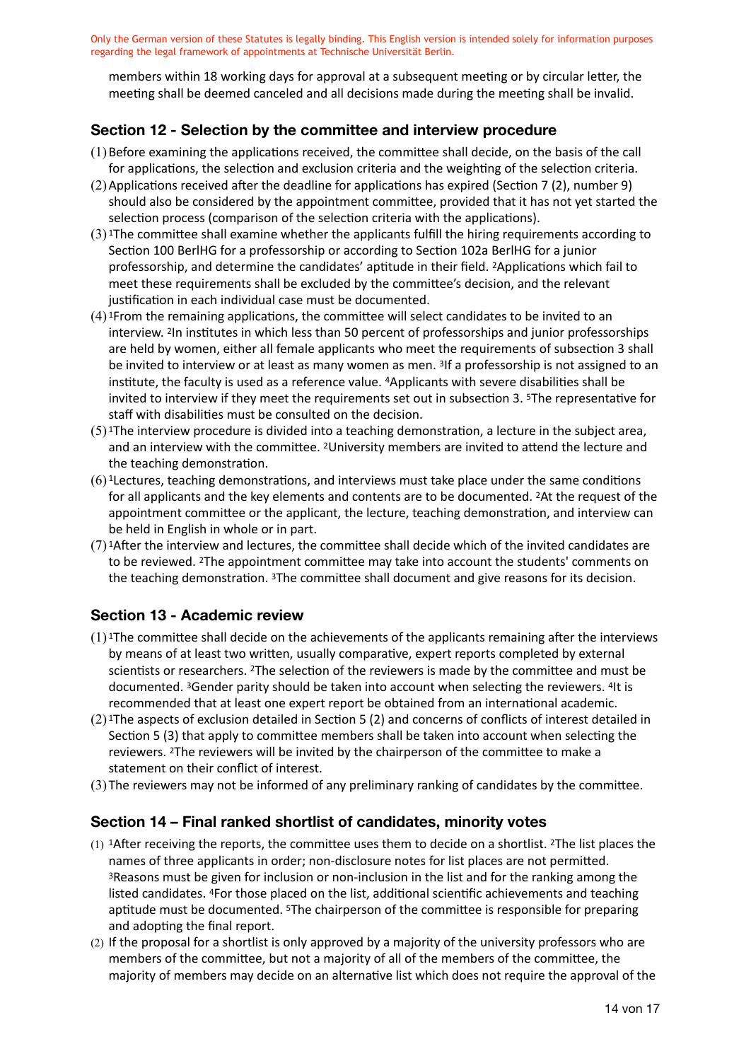members within 18 working days for approval at a subsequent meeting or by circular letter, the meeting shall be deemed canceled and all decisions made during the meeting shall be invalid.

## Section 12 - Selection by the committee and interview procedure

(1) Before examining the applications received, the committee shall decide, on the basis of the call for applications, the selection and exclusion criteria and the weighting of the selection criteria.

(2) Applications received after the deadline for applications has expired (Section 7 (2), number 9) should also be considered by the appointment committee, provided that it has not yet started the selection process (comparison of the selection criteria with the applications).

(3) [1]The committee shall examine whether the applicants fulfill the hiring requirements according to Section 100 BerlHG for a professorship or according to Section 102a BerlHG for a junior professorship, and determine the candidates' aptitude in their field. [2]Applications which fail to meet these requirements shall be excluded by the committee's decision, and the relevant justification in each individual case must be documented.

(4) [1]From the remaining applications, the committee will select candidates to be invited to an interview. [2]In institutes in which less than 50 percent of professorships and junior professorships are held by women, either all female applicants who meet the requirements of subsection 3 shall be invited to interview or at least as many women as men. [3]If a professorship is not assigned to an institute, the faculty is used as a reference value. [4]Applicants with severe disabilities shall be invited to interview if they meet the requirements set out in subsection 3. [5]The representative for staff with disabilities must be consulted on the decision.

(5) [1]The interview procedure is divided into a teaching demonstration, a lecture in the subject area, and an interview with the committee. [2]University members are invited to attend the lecture and the teaching demonstration.

(6) [1]Lectures, teaching demonstrations, and interviews must take place under the same conditions for all applicants and the key elements and contents are to be documented. [2]At the request of the appointment committee or the applicant, the lecture, teaching demonstration, and interview can be held in English in whole or in part.

(7) [1]After the interview and lectures, the committee shall decide which of the invited candidates are to be reviewed. [2]The appointment committee may take into account the students' comments on the teaching demonstration. [3]The committee shall document and give reasons for its decision.

## Section 13 - Academic review

(1) [1]The committee shall decide on the achievements of the applicants remaining after the interviews by means of at least two written, usually comparative, expert reports completed by external scientists or researchers. [2]The selection of the reviewers is made by the committee and must be documented. [3]Gender parity should be taken into account when selecting the reviewers. [4]It is recommended that at least one expert report be obtained from an international academic.

(2) [1]The aspects of exclusion detailed in Section 5 (2) and concerns of conflicts of interest detailed in Section 5 (3) that apply to committee members shall be taken into account when selecting the reviewers. [2]The reviewers will be invited by the chairperson of the committee to make a statement on their conflict of interest.

(3) The reviewers may not be informed of any preliminary ranking of candidates by the committee.

## Section 14 – Final ranked shortlist of candidates, minority votes

(1) [1]After receiving the reports, the committee uses them to decide on a shortlist. [2]The list places the names of three applicants in order; non-disclosure notes for list places are not permitted. [3]Reasons must be given for inclusion or non-inclusion in the list and for the ranking among the listed candidates. [4]For those placed on the list, additional scientific achievements and teaching aptitude must be documented. [5]The chairperson of the committee is responsible for preparing and adopting the final report.

(2) If the proposal for a shortlist is only approved by a majority of the university professors who are members of the committee, but not a majority of all of the members of the committee, the majority of members may decide on an alternative list which does not require the approval of the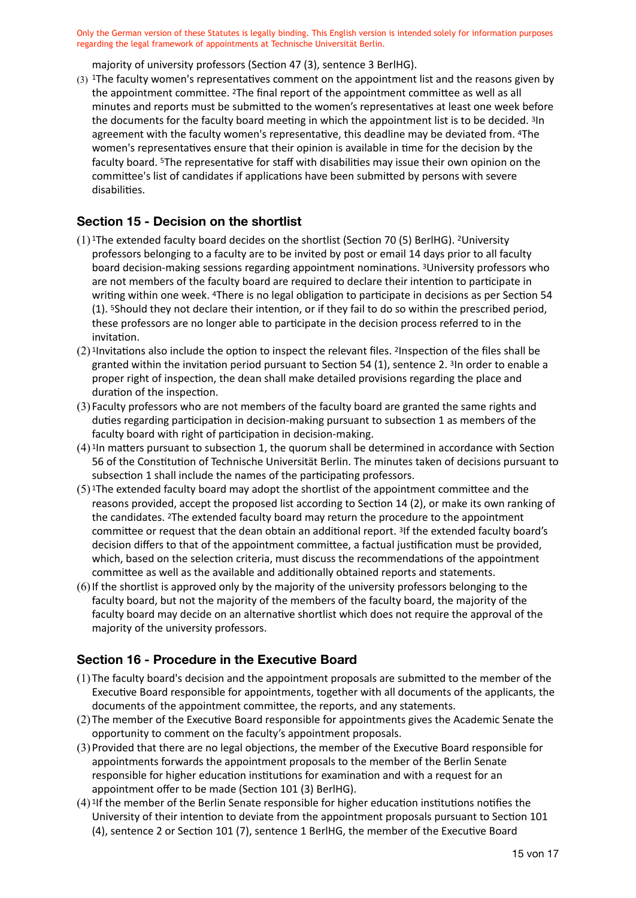majority of university professors (Section 47 (3), sentence 3 BerlHG).

(3) [1]The faculty women's representatives comment on the appointment list and the reasons given by the appointment committee. [2]The final report of the appointment committee as well as all minutes and reports must be submitted to the women's representatives at least one week before the documents for the faculty board meeting in which the appointment list is to be decided. [3]In agreement with the faculty women's representative, this deadline may be deviated from. [4]The women's representatives ensure that their opinion is available in time for the decision by the faculty board. [5]The representative for staff with disabilities may issue their own opinion on the committee's list of candidates if applications have been submitted by persons with severe disabilities.

## Section 15 - Decision on the shortlist

(1) [1]The extended faculty board decides on the shortlist (Section 70 (5) BerlHG). [2]University professors belonging to a faculty are to be invited by post or email 14 days prior to all faculty board decision-making sessions regarding appointment nominations. [3]University professors who are not members of the faculty board are required to declare their intention to participate in writing within one week. [4]There is no legal obligation to participate in decisions as per Section 54 (1). [5]Should they not declare their intention, or if they fail to do so within the prescribed period, these professors are no longer able to participate in the decision process referred to in the invitation.

(2) [1]Invitations also include the option to inspect the relevant files. [2]Inspection of the files shall be granted within the invitation period pursuant to Section 54 (1), sentence 2. [3]In order to enable a proper right of inspection, the dean shall make detailed provisions regarding the place and duration of the inspection.

(3) Faculty professors who are not members of the faculty board are granted the same rights and duties regarding participation in decision-making pursuant to subsection 1 as members of the faculty board with right of participation in decision-making.

(4) [1]In matters pursuant to subsection 1, the quorum shall be determined in accordance with Section 56 of the Constitution of Technische Universität Berlin. The minutes taken of decisions pursuant to subsection 1 shall include the names of the participating professors.

(5) [1]The extended faculty board may adopt the shortlist of the appointment committee and the reasons provided, accept the proposed list according to Section 14 (2), or make its own ranking of the candidates. [2]The extended faculty board may return the procedure to the appointment committee or request that the dean obtain an additional report. [3]If the extended faculty board's decision differs to that of the appointment committee, a factual justification must be provided, which, based on the selection criteria, must discuss the recommendations of the appointment committee as well as the available and additionally obtained reports and statements.

(6) If the shortlist is approved only by the majority of the university professors belonging to the faculty board, but not the majority of the members of the faculty board, the majority of the faculty board may decide on an alternative shortlist which does not require the approval of the majority of the university professors.

## Section 16 - Procedure in the Executive Board

(1) The faculty board's decision and the appointment proposals are submitted to the member of the Executive Board responsible for appointments, together with all documents of the applicants, the documents of the appointment committee, the reports, and any statements.

(2) The member of the Executive Board responsible for appointments gives the Academic Senate the opportunity to comment on the faculty's appointment proposals.

(3) Provided that there are no legal objections, the member of the Executive Board responsible for appointments forwards the appointment proposals to the member of the Berlin Senate responsible for higher education institutions for examination and with a request for an appointment offer to be made (Section 101 (3) BerlHG).

(4) [1]If the member of the Berlin Senate responsible for higher education institutions notifies the University of their intention to deviate from the appointment proposals pursuant to Section 101 (4), sentence 2 or Section 101 (7), sentence 1 BerlHG, the member of the Executive Board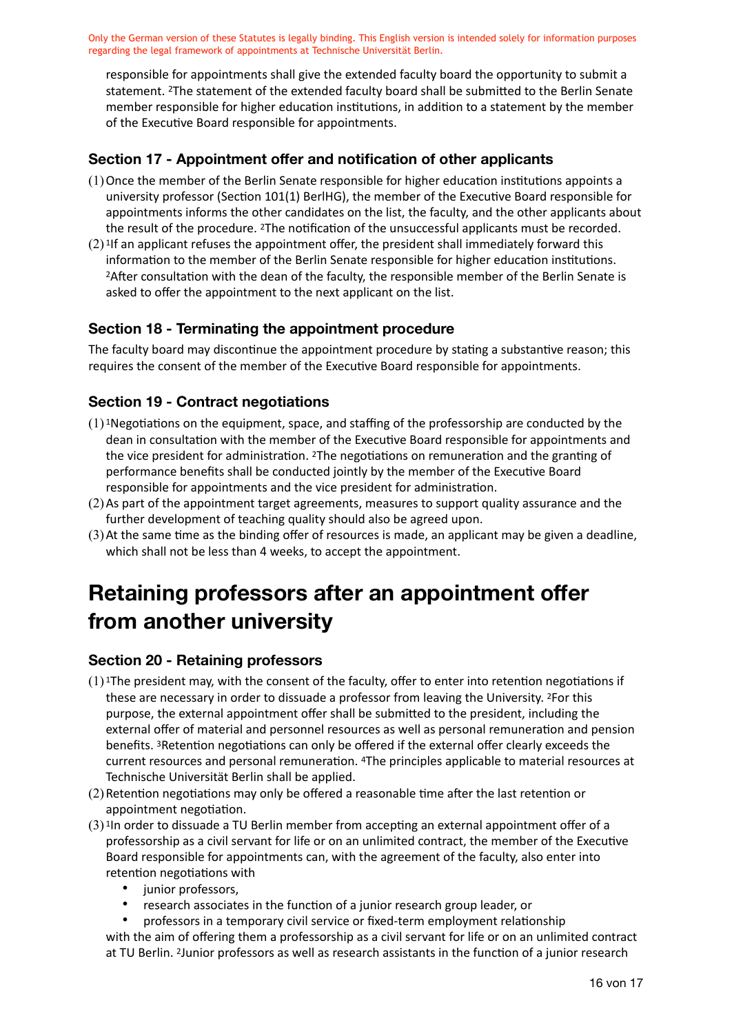responsible for appointments shall give the extended faculty board the opportunity to submit a statement. [2]The statement of the extended faculty board shall be submitted to the Berlin Senate member responsible for higher education institutions, in addition to a statement by the member of the Executive Board responsible for appointments.

### Section 17 - Appointment offer and notification of other applicants

(1) Once the member of the Berlin Senate responsible for higher education institutions appoints a university professor (Section 101(1) BerlHG), the member of the Executive Board responsible for appointments informs the other candidates on the list, the faculty, and the other applicants about the result of the procedure. [2]The notification of the unsuccessful applicants must be recorded.

(2) [1]If an applicant refuses the appointment offer, the president shall immediately forward this information to the member of the Berlin Senate responsible for higher education institutions. [2]After consultation with the dean of the faculty, the responsible member of the Berlin Senate is asked to offer the appointment to the next applicant on the list.

### Section 18 - Terminating the appointment procedure

The faculty board may discontinue the appointment procedure by stating a substantive reason; this requires the consent of the member of the Executive Board responsible for appointments.

### Section 19 - Contract negotiations

(1) [1]Negotiations on the equipment, space, and staffing of the professorship are conducted by the dean in consultation with the member of the Executive Board responsible for appointments and the vice president for administration. [2]The negotiations on remuneration and the granting of performance benefits shall be conducted jointly by the member of the Executive Board responsible for appointments and the vice president for administration.

(2) As part of the appointment target agreements, measures to support quality assurance and the further development of teaching quality should also be agreed upon.

(3) At the same time as the binding offer of resources is made, an applicant may be given a deadline, which shall not be less than 4 weeks, to accept the appointment.

## Retaining professors after an appointment offer from another university

### Section 20 - Retaining professors

(1) [1]The president may, with the consent of the faculty, offer to enter into retention negotiations if these are necessary in order to dissuade a professor from leaving the University. [2]For this purpose, the external appointment offer shall be submitted to the president, including the external offer of material and personnel resources as well as personal remuneration and pension benefits. [3]Retention negotiations can only be offered if the external offer clearly exceeds the current resources and personal remuneration. [4]The principles applicable to material resources at Technische Universität Berlin shall be applied.

(2) Retention negotiations may only be offered a reasonable time after the last retention or appointment negotiation.

(3) [1]In order to dissuade a TU Berlin member from accepting an external appointment offer of a professorship as a civil servant for life or on an unlimited contract, the member of the Executive Board responsible for appointments can, with the agreement of the faculty, also enter into retention negotiations with

- junior professors,
- research associates in the function of a junior research group leader, or
- professors in a temporary civil service or fixed-term employment relationship

with the aim of offering them a professorship as a civil servant for life or on an unlimited contract at TU Berlin. [2]Junior professors as well as research assistants in the function of a junior research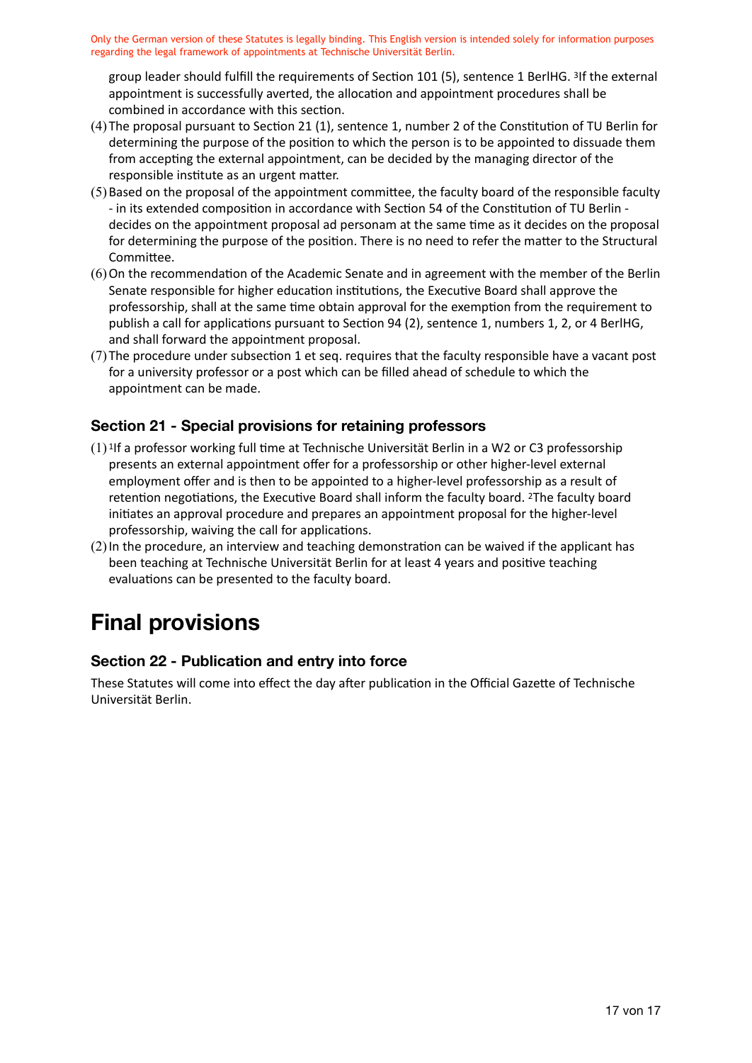group leader should fulfill the requirements of Section 101 (5), sentence 1 BerlHG. [3]If the external appointment is successfully averted, the allocation and appointment procedures shall be combined in accordance with this section.

(4) The proposal pursuant to Section 21 (1), sentence 1, number 2 of the Constitution of TU Berlin for determining the purpose of the position to which the person is to be appointed to dissuade them from accepting the external appointment, can be decided by the managing director of the responsible institute as an urgent matter.

(5) Based on the proposal of the appointment committee, the faculty board of the responsible faculty - in its extended composition in accordance with Section 54 of the Constitution of TU Berlin - decides on the appointment proposal ad personam at the same time as it decides on the proposal for determining the purpose of the position. There is no need to refer the matter to the Structural Committee.

(6) On the recommendation of the Academic Senate and in agreement with the member of the Berlin Senate responsible for higher education institutions, the Executive Board shall approve the professorship, shall at the same time obtain approval for the exemption from the requirement to publish a call for applications pursuant to Section 94 (2), sentence 1, numbers 1, 2, or 4 BerlHG, and shall forward the appointment proposal.

(7) The procedure under subsection 1 et seq. requires that the faculty responsible have a vacant post for a university professor or a post which can be filled ahead of schedule to which the appointment can be made.

### Section 21 - Special provisions for retaining professors

(1) [1]If a professor working full time at Technische Universität Berlin in a W2 or C3 professorship presents an external appointment offer for a professorship or other higher-level external employment offer and is then to be appointed to a higher-level professorship as a result of retention negotiations, the Executive Board shall inform the faculty board. [2]The faculty board initiates an approval procedure and prepares an appointment proposal for the higher-level professorship, waiving the call for applications.

(2) In the procedure, an interview and teaching demonstration can be waived if the applicant has been teaching at Technische Universität Berlin for at least 4 years and positive teaching evaluations can be presented to the faculty board.

## Final provisions

### Section 22 - Publication and entry into force

These Statutes will come into effect the day after publication in the Official Gazette of Technische Universität Berlin.